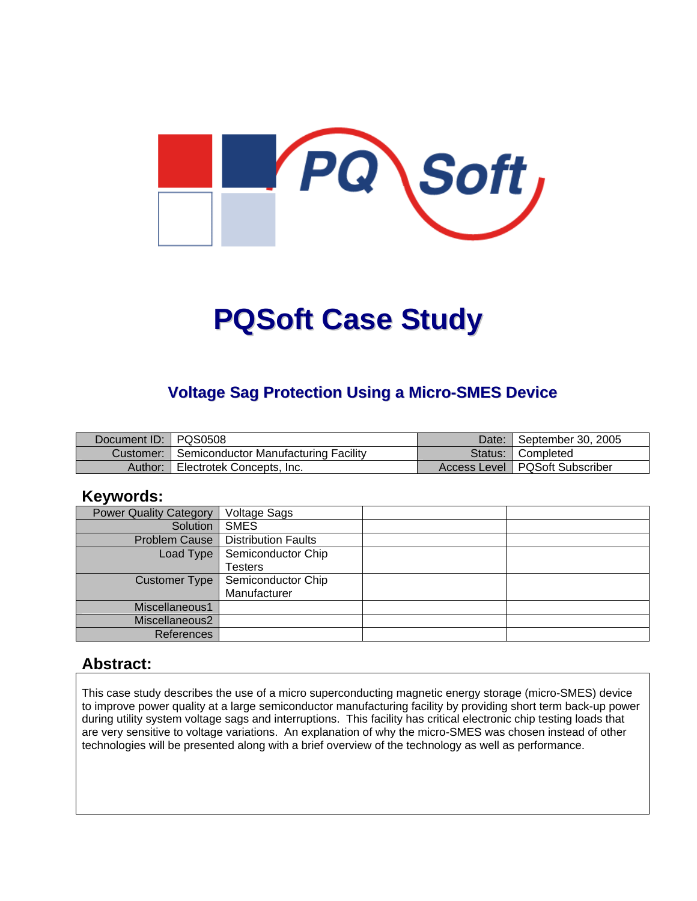# PQSoft Case Study

## Voltage Sag Protection Using a Micro-SMES Device

| | | | |
|---|---|---|---|
| Document ID: | PQS0508 | Date: | September 30, 2005 |
| Customer: | Semiconductor Manufacturing Facility | Status: | Completed |
| Author: | Electrotek Concepts, Inc. | Access Level | PQSoft Subscriber |

## Keywords:

| | | | |
|---|---|---|---|
| Power Quality Category | Voltage Sags | | |
| Solution | SMES | | |
| Problem Cause | Distribution Faults | | |
| Load Type | Semiconductor Chip Testers | | |
| Customer Type | Semiconductor Chip Manufacturer | | |
| Miscellaneous1 | | | |
| Miscellaneous2 | | | |
| References | | | |

## Abstract:

This case study describes the use of a micro superconducting magnetic energy storage (micro-SMES) device to improve power quality at a large semiconductor manufacturing facility by providing short term back-up power during utility system voltage sags and interruptions. This facility has critical electronic chip testing loads that are very sensitive to voltage variations. An explanation of why the micro-SMES was chosen instead of other technologies will be presented along with a brief overview of the technology as well as performance.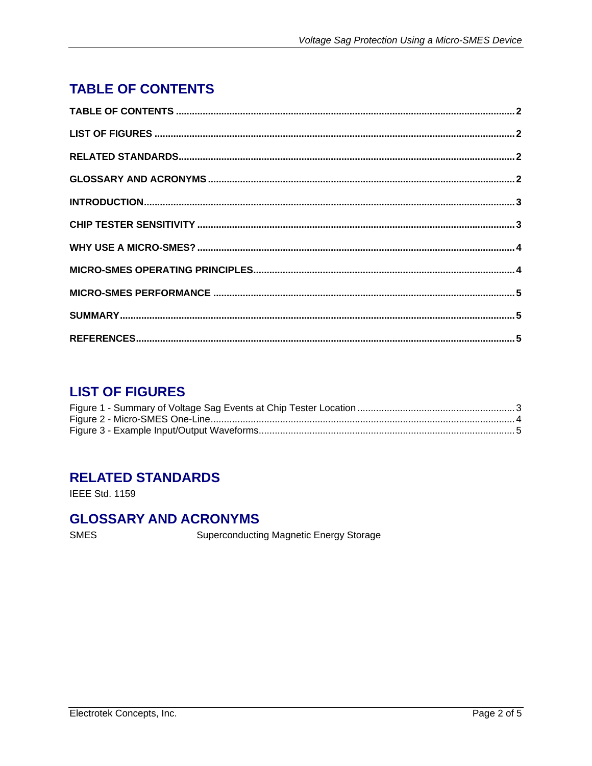# TABLE OF CONTENTS

TABLE OF CONTENTS ........ 2
LIST OF FIGURES ........ 2
RELATED STANDARDS ........ 2
GLOSSARY AND ACRONYMS ........ 2
INTRODUCTION ........ 3
CHIP TESTER SENSITIVITY ........ 3
WHY USE A MICRO-SMES? ........ 4
MICRO-SMES OPERATING PRINCIPLES ........ 4
MICRO-SMES PERFORMANCE ........ 5
SUMMARY ........ 5
REFERENCES ........ 5

# LIST OF FIGURES

Figure 1 - Summary of Voltage Sag Events at Chip Tester Location ........ 3
Figure 2 - Micro-SMES One-Line ........ 4
Figure 3 - Example Input/Output Waveforms ........ 5

# RELATED STANDARDS

IEEE Std. 1159

# GLOSSARY AND ACRONYMS

| | |
|---|---|
| SMES | Superconducting Magnetic Energy Storage |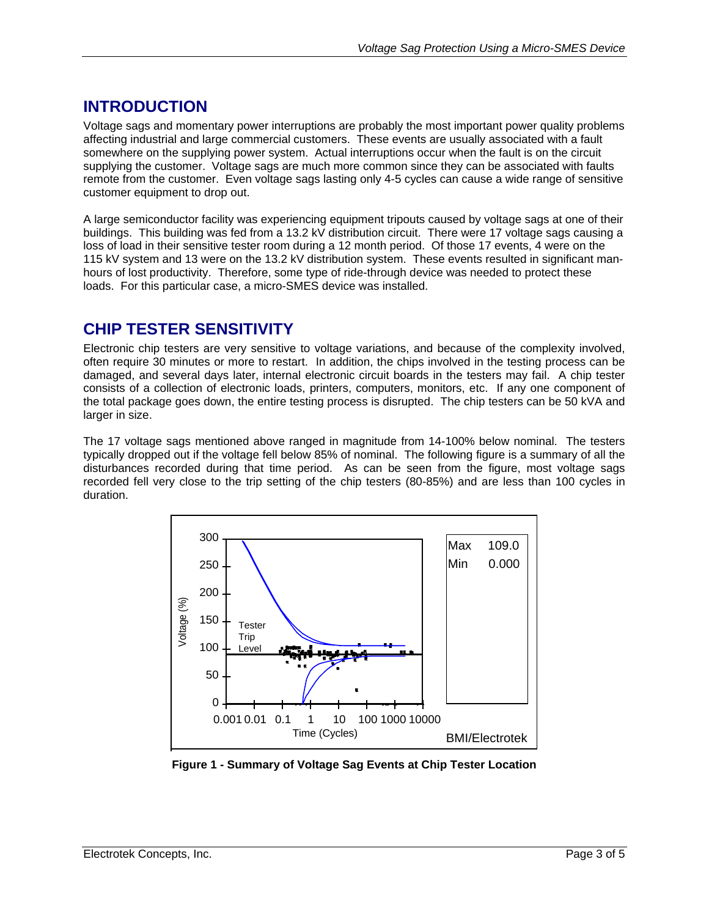## INTRODUCTION

Voltage sags and momentary power interruptions are probably the most important power quality problems affecting industrial and large commercial customers. These events are usually associated with a fault somewhere on the supplying power system. Actual interruptions occur when the fault is on the circuit supplying the customer. Voltage sags are much more common since they can be associated with faults remote from the customer. Even voltage sags lasting only 4-5 cycles can cause a wide range of sensitive customer equipment to drop out.

A large semiconductor facility was experiencing equipment tripouts caused by voltage sags at one of their buildings. This building was fed from a 13.2 kV distribution circuit. There were 17 voltage sags causing a loss of load in their sensitive tester room during a 12 month period. Of those 17 events, 4 were on the 115 kV system and 13 were on the 13.2 kV distribution system. These events resulted in significant man-hours of lost productivity. Therefore, some type of ride-through device was needed to protect these loads. For this particular case, a micro-SMES device was installed.

## CHIP TESTER SENSITIVITY

Electronic chip testers are very sensitive to voltage variations, and because of the complexity involved, often require 30 minutes or more to restart. In addition, the chips involved in the testing process can be damaged, and several days later, internal electronic circuit boards in the testers may fail. A chip tester consists of a collection of electronic loads, printers, computers, monitors, etc. If any one component of the total package goes down, the entire testing process is disrupted. The chip testers can be 50 kVA and larger in size.

The 17 voltage sags mentioned above ranged in magnitude from 14-100% below nominal. The testers typically dropped out if the voltage fell below 85% of nominal. The following figure is a summary of all the disturbances recorded during that time period. As can be seen from the figure, most voltage sags recorded fell very close to the trip setting of the chip testers (80-85%) and are less than 100 cycles in duration.

Voltage (%)

300
250
200
150
100
50
0

Tester Trip Level

0.001 0.01 0.1 1 10 100 1000 10000

Time (Cycles)

Max 109.0
Min 0.000

BMI/Electrotek

**Figure 1 - Summary of Voltage Sag Events at Chip Tester Location**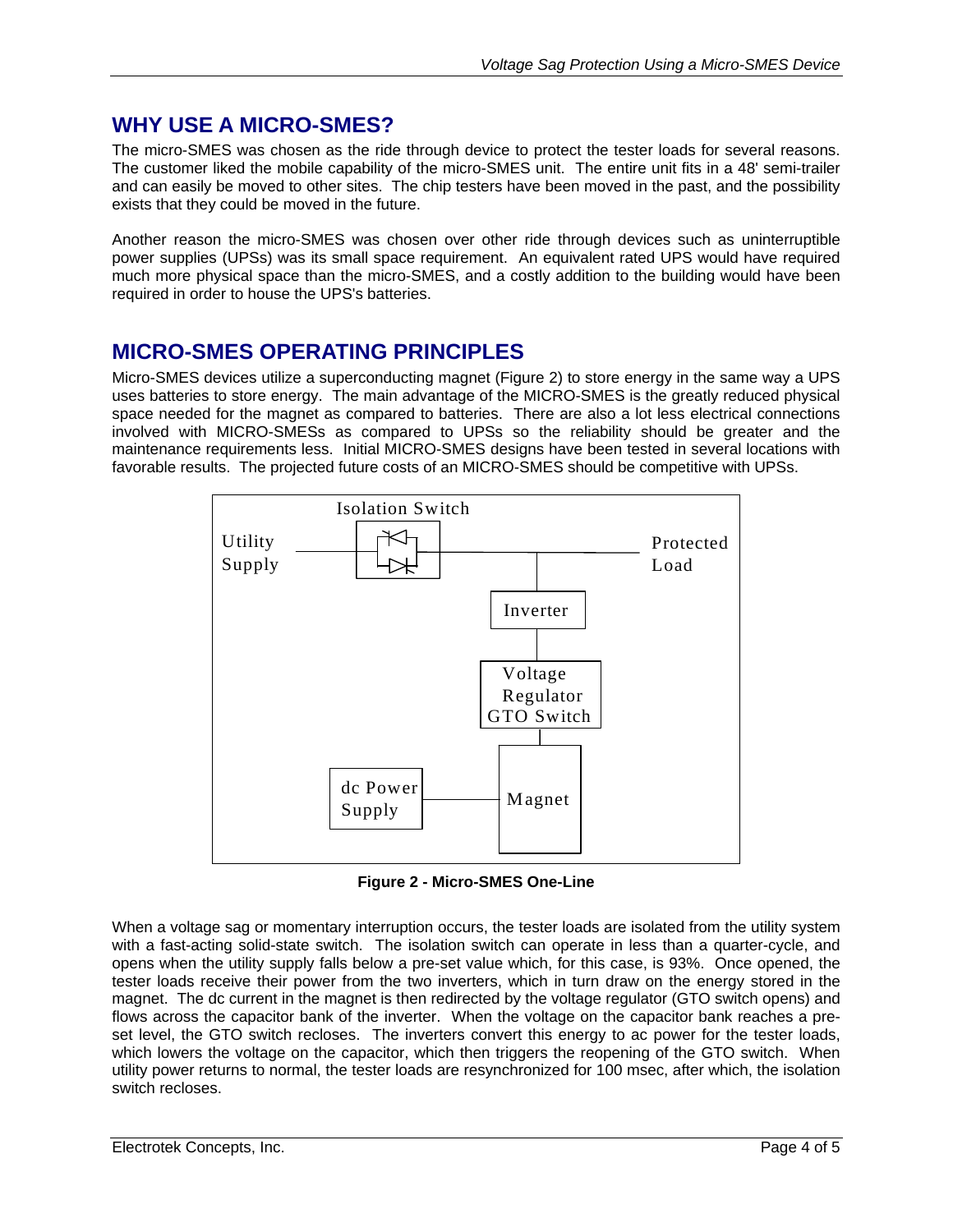## WHY USE A MICRO-SMES?

The micro-SMES was chosen as the ride through device to protect the tester loads for several reasons. The customer liked the mobile capability of the micro-SMES unit. The entire unit fits in a 48' semi-trailer and can easily be moved to other sites. The chip testers have been moved in the past, and the possibility exists that they could be moved in the future.

Another reason the micro-SMES was chosen over other ride through devices such as uninterruptible power supplies (UPSs) was its small space requirement. An equivalent rated UPS would have required much more physical space than the micro-SMES, and a costly addition to the building would have been required in order to house the UPS's batteries.

## MICRO-SMES OPERATING PRINCIPLES

Micro-SMES devices utilize a superconducting magnet (Figure 2) to store energy in the same way a UPS uses batteries to store energy. The main advantage of the MICRO-SMES is the greatly reduced physical space needed for the magnet as compared to batteries. There are also a lot less electrical connections involved with MICRO-SMESs as compared to UPSs so the reliability should be greater and the maintenance requirements less. Initial MICRO-SMES designs have been tested in several locations with favorable results. The projected future costs of an MICRO-SMES should be competitive with UPSs.

Isolation Switch

Utility Supply

Protected Load

Inverter

Voltage Regulator GTO Switch

dc Power Supply

Magnet

**Figure 2 - Micro-SMES One-Line**

When a voltage sag or momentary interruption occurs, the tester loads are isolated from the utility system with a fast-acting solid-state switch. The isolation switch can operate in less than a quarter-cycle, and opens when the utility supply falls below a pre-set value which, for this case, is 93%. Once opened, the tester loads receive their power from the two inverters, which in turn draw on the energy stored in the magnet. The dc current in the magnet is then redirected by the voltage regulator (GTO switch opens) and flows across the capacitor bank of the inverter. When the voltage on the capacitor bank reaches a pre-set level, the GTO switch recloses. The inverters convert this energy to ac power for the tester loads, which lowers the voltage on the capacitor, which then triggers the reopening of the GTO switch. When utility power returns to normal, the tester loads are resynchronized for 100 msec, after which, the isolation switch recloses.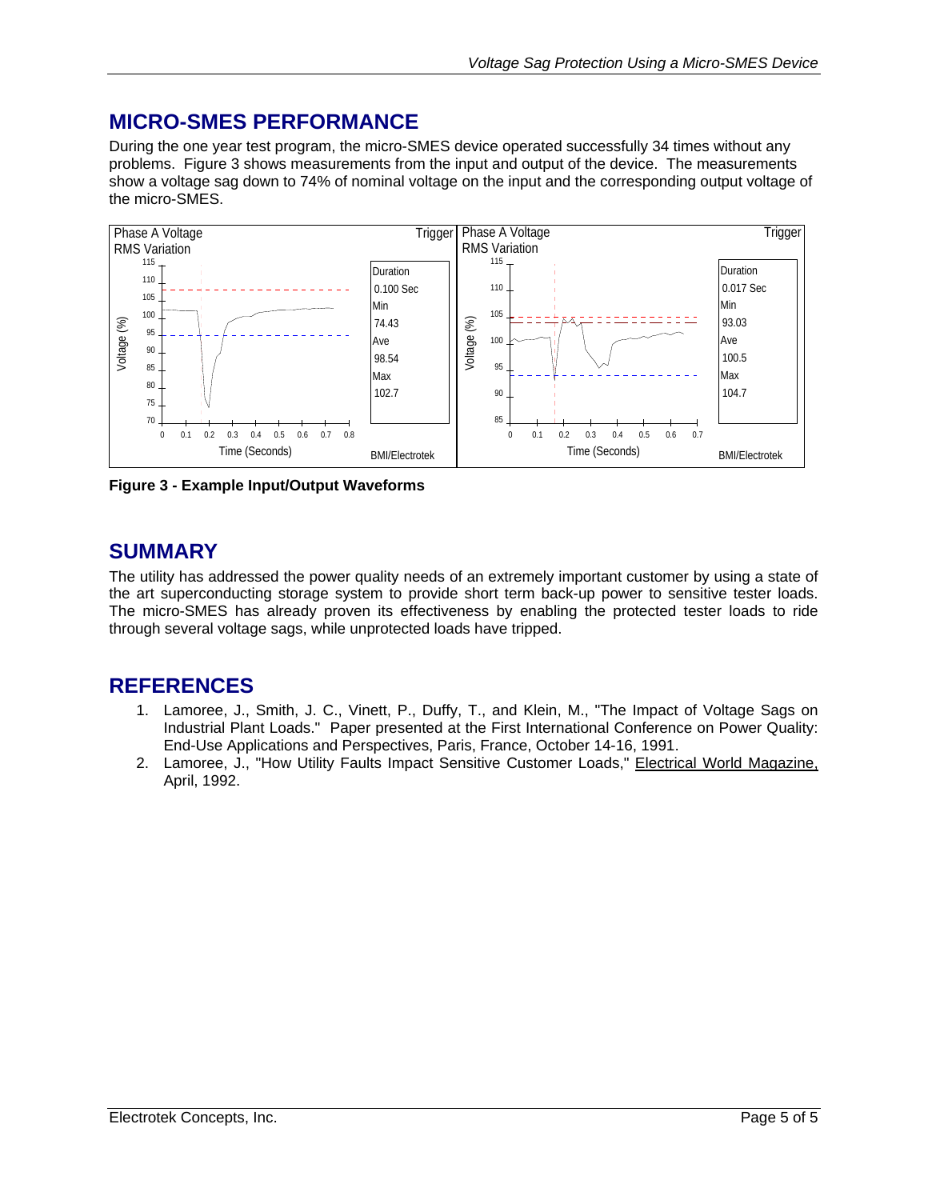## MICRO-SMES PERFORMANCE

During the one year test program, the micro-SMES device operated successfully 34 times without any problems. Figure 3 shows measurements from the input and output of the device. The measurements show a voltage sag down to 74% of nominal voltage on the input and the corresponding output voltage of the micro-SMES.

Phase A Voltage
RMS Variation
Trigger
Voltage (%)
115
110
105
100
95
90
85
80
75
70
0 0.1 0.2 0.3 0.4 0.5 0.6 0.7 0.8
Time (Seconds)
Duration
0.100 Sec
Min
74.43
Ave
98.54
Max
102.7
BMI/Electrotek

Phase A Voltage
RMS Variation
Trigger
Voltage (%)
115
110
105
100
95
90
85
0 0.1 0.2 0.3 0.4 0.5 0.6 0.7
Time (Seconds)
Duration
0.017 Sec
Min
93.03
Ave
100.5
Max
104.7
BMI/Electrotek

**Figure 3 - Example Input/Output Waveforms**

## SUMMARY

The utility has addressed the power quality needs of an extremely important customer by using a state of the art superconducting storage system to provide short term back-up power to sensitive tester loads. The micro-SMES has already proven its effectiveness by enabling the protected tester loads to ride through several voltage sags, while unprotected loads have tripped.

## REFERENCES

1. Lamoree, J., Smith, J. C., Vinett, P., Duffy, T., and Klein, M., "The Impact of Voltage Sags on Industrial Plant Loads." Paper presented at the First International Conference on Power Quality: End-Use Applications and Perspectives, Paris, France, October 14-16, 1991.
2. Lamoree, J., "How Utility Faults Impact Sensitive Customer Loads," Electrical World Magazine, April, 1992.